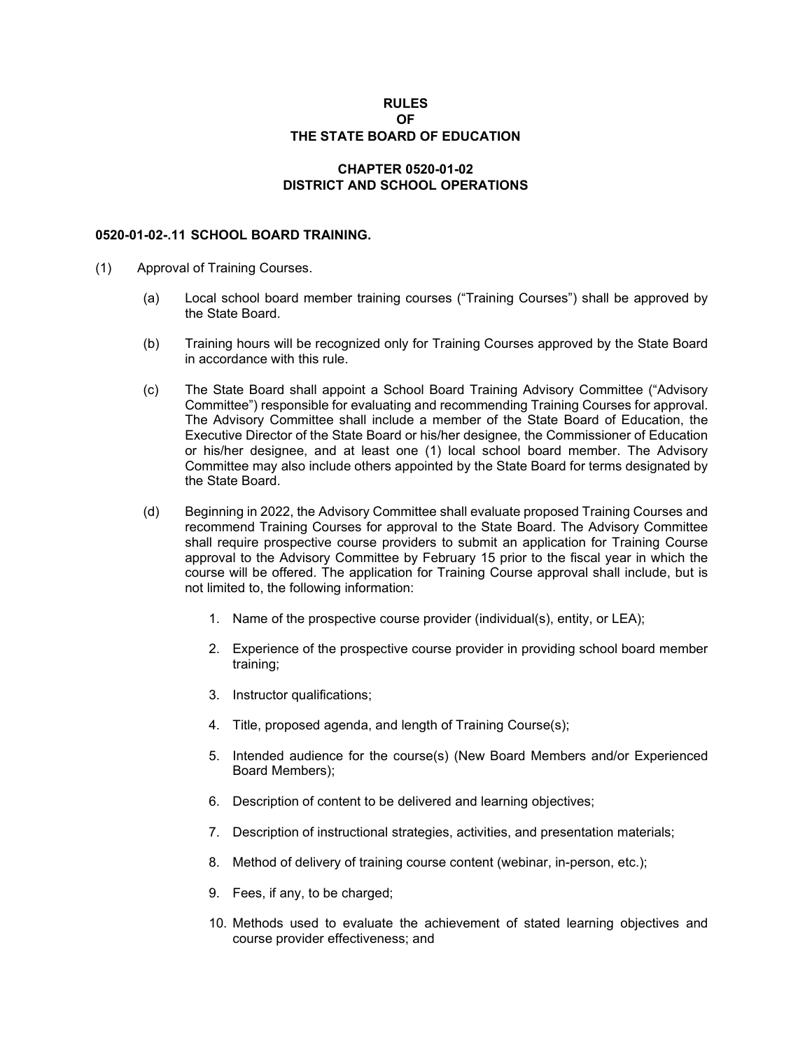**RULES**
**OF**
**THE STATE BOARD OF EDUCATION**

**CHAPTER 0520-01-02**
**DISTRICT AND SCHOOL OPERATIONS**

**0520-01-02-.11 SCHOOL BOARD TRAINING.**

(1) Approval of Training Courses.

(a) Local school board member training courses ("Training Courses") shall be approved by the State Board.

(b) Training hours will be recognized only for Training Courses approved by the State Board in accordance with this rule.

(c) The State Board shall appoint a School Board Training Advisory Committee ("Advisory Committee") responsible for evaluating and recommending Training Courses for approval. The Advisory Committee shall include a member of the State Board of Education, the Executive Director of the State Board or his/her designee, the Commissioner of Education or his/her designee, and at least one (1) local school board member. The Advisory Committee may also include others appointed by the State Board for terms designated by the State Board.

(d) Beginning in 2022, the Advisory Committee shall evaluate proposed Training Courses and recommend Training Courses for approval to the State Board. The Advisory Committee shall require prospective course providers to submit an application for Training Course approval to the Advisory Committee by February 15 prior to the fiscal year in which the course will be offered. The application for Training Course approval shall include, but is not limited to, the following information:

1. Name of the prospective course provider (individual(s), entity, or LEA);

2. Experience of the prospective course provider in providing school board member training;

3. Instructor qualifications;

4. Title, proposed agenda, and length of Training Course(s);

5. Intended audience for the course(s) (New Board Members and/or Experienced Board Members);

6. Description of content to be delivered and learning objectives;

7. Description of instructional strategies, activities, and presentation materials;

8. Method of delivery of training course content (webinar, in-person, etc.);

9. Fees, if any, to be charged;

10. Methods used to evaluate the achievement of stated learning objectives and course provider effectiveness; and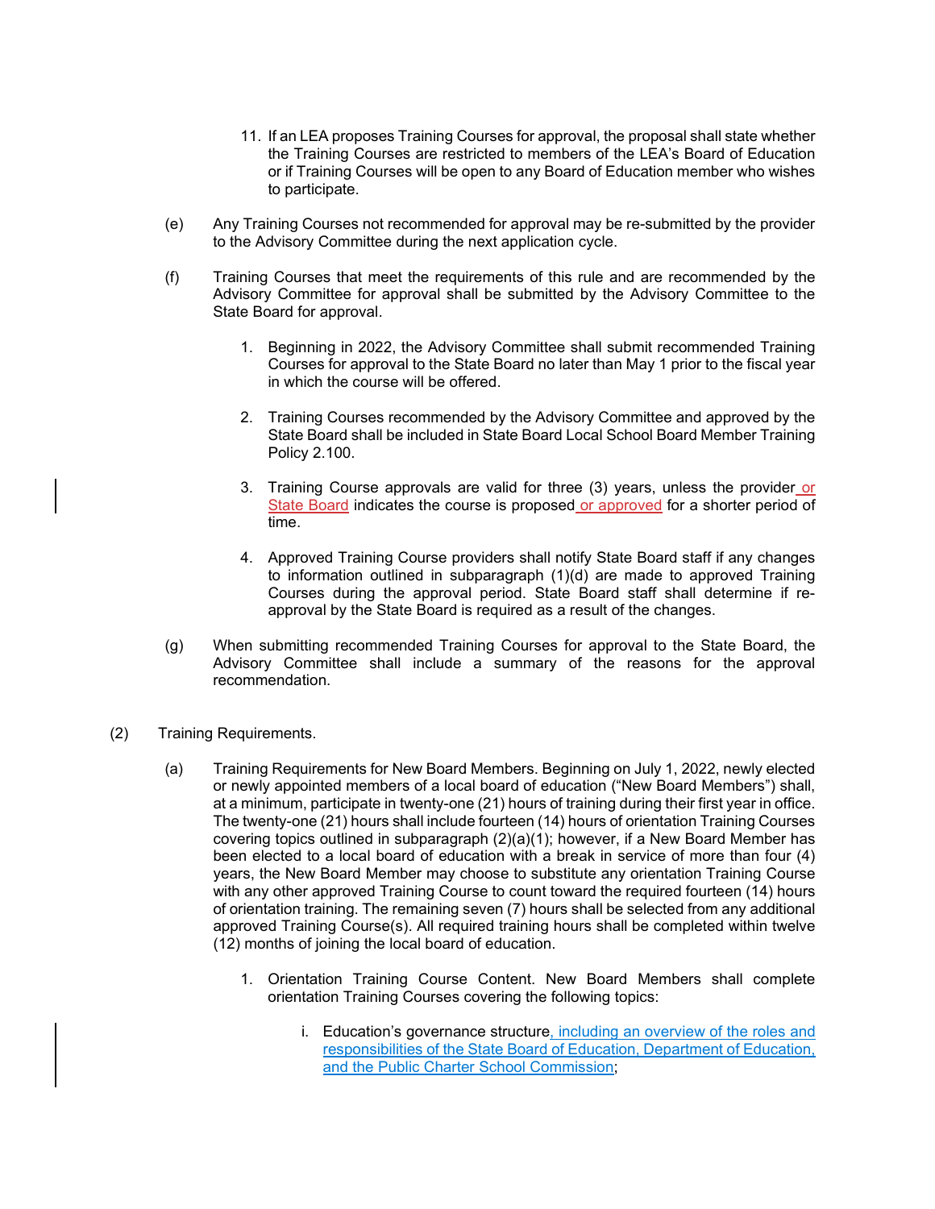11. If an LEA proposes Training Courses for approval, the proposal shall state whether the Training Courses are restricted to members of the LEA's Board of Education or if Training Courses will be open to any Board of Education member who wishes to participate.

(e) Any Training Courses not recommended for approval may be re-submitted by the provider to the Advisory Committee during the next application cycle.

(f) Training Courses that meet the requirements of this rule and are recommended by the Advisory Committee for approval shall be submitted by the Advisory Committee to the State Board for approval.

1. Beginning in 2022, the Advisory Committee shall submit recommended Training Courses for approval to the State Board no later than May 1 prior to the fiscal year in which the course will be offered.

2. Training Courses recommended by the Advisory Committee and approved by the State Board shall be included in State Board Local School Board Member Training Policy 2.100.

3. Training Course approvals are valid for three (3) years, unless the provider or State Board indicates the course is proposed or approved for a shorter period of time.

4. Approved Training Course providers shall notify State Board staff if any changes to information outlined in subparagraph (1)(d) are made to approved Training Courses during the approval period. State Board staff shall determine if re-approval by the State Board is required as a result of the changes.

(g) When submitting recommended Training Courses for approval to the State Board, the Advisory Committee shall include a summary of the reasons for the approval recommendation.

(2) Training Requirements.

(a) Training Requirements for New Board Members. Beginning on July 1, 2022, newly elected or newly appointed members of a local board of education ("New Board Members") shall, at a minimum, participate in twenty-one (21) hours of training during their first year in office. The twenty-one (21) hours shall include fourteen (14) hours of orientation Training Courses covering topics outlined in subparagraph (2)(a)(1); however, if a New Board Member has been elected to a local board of education with a break in service of more than four (4) years, the New Board Member may choose to substitute any orientation Training Course with any other approved Training Course to count toward the required fourteen (14) hours of orientation training. The remaining seven (7) hours shall be selected from any additional approved Training Course(s). All required training hours shall be completed within twelve (12) months of joining the local board of education.

1. Orientation Training Course Content. New Board Members shall complete orientation Training Courses covering the following topics:

   i. Education's governance structure, including an overview of the roles and responsibilities of the State Board of Education, Department of Education, and the Public Charter School Commission;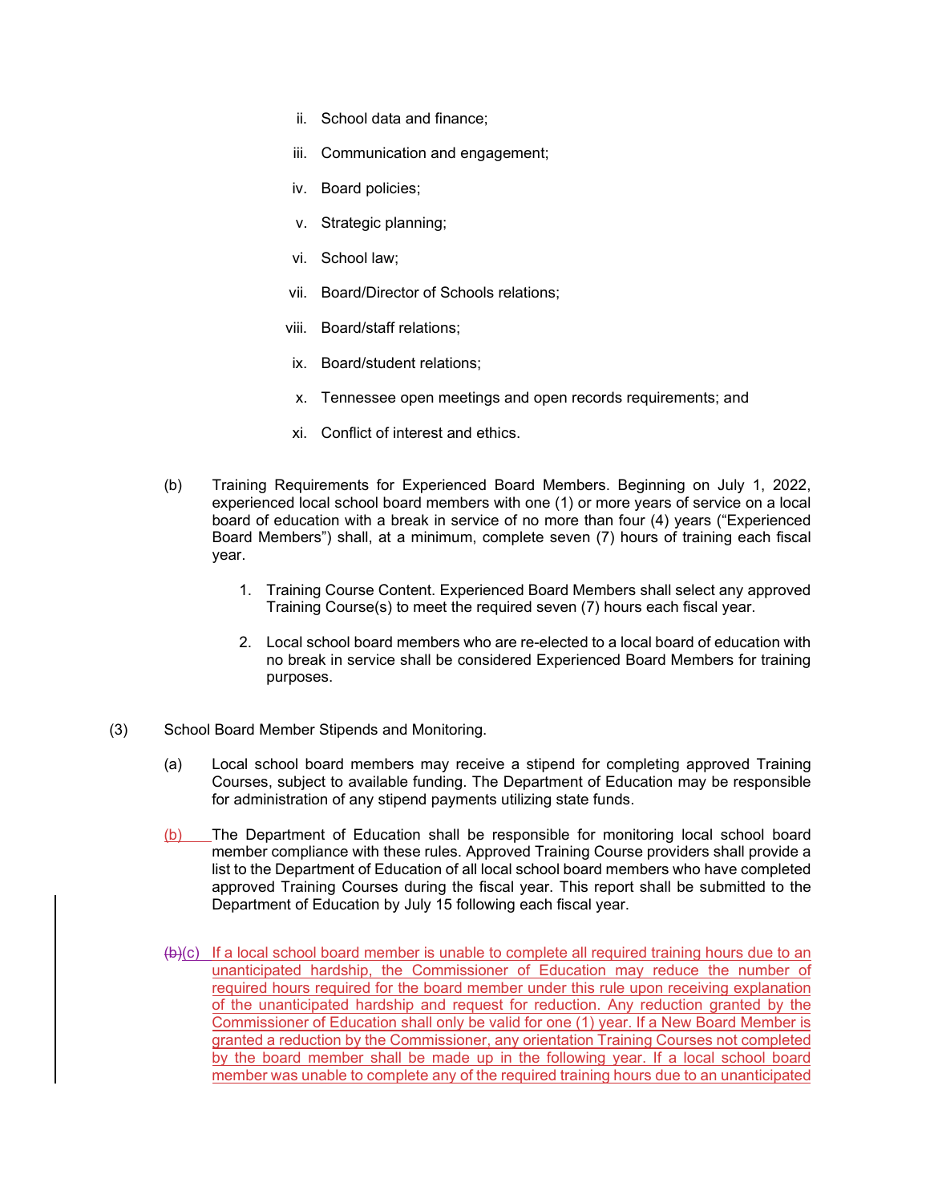ii. School data and finance;

iii. Communication and engagement;

iv. Board policies;

v. Strategic planning;

vi. School law;

vii. Board/Director of Schools relations;

viii. Board/staff relations;

ix. Board/student relations;

x. Tennessee open meetings and open records requirements; and

xi. Conflict of interest and ethics.

(b) Training Requirements for Experienced Board Members. Beginning on July 1, 2022, experienced local school board members with one (1) or more years of service on a local board of education with a break in service of no more than four (4) years (“Experienced Board Members”) shall, at a minimum, complete seven (7) hours of training each fiscal year.

1. Training Course Content. Experienced Board Members shall select any approved Training Course(s) to meet the required seven (7) hours each fiscal year.

2. Local school board members who are re-elected to a local board of education with no break in service shall be considered Experienced Board Members for training purposes.

(3) School Board Member Stipends and Monitoring.

(a) Local school board members may receive a stipend for completing approved Training Courses, subject to available funding. The Department of Education may be responsible for administration of any stipend payments utilizing state funds.

(b) The Department of Education shall be responsible for monitoring local school board member compliance with these rules. Approved Training Course providers shall provide a list to the Department of Education of all local school board members who have completed approved Training Courses during the fiscal year. This report shall be submitted to the Department of Education by July 15 following each fiscal year.

~~(b)~~(c) If a local school board member is unable to complete all required training hours due to an unanticipated hardship, the Commissioner of Education may reduce the number of required hours required for the board member under this rule upon receiving explanation of the unanticipated hardship and request for reduction. Any reduction granted by the Commissioner of Education shall only be valid for one (1) year. If a New Board Member is granted a reduction by the Commissioner, any orientation Training Courses not completed by the board member shall be made up in the following year. If a local school board member was unable to complete any of the required training hours due to an unanticipated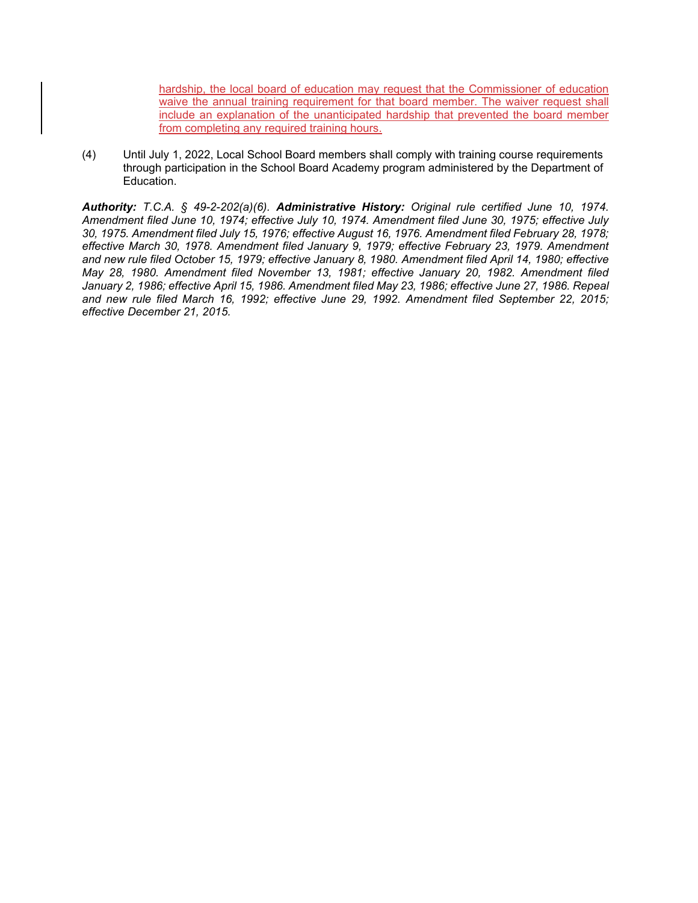hardship, the local board of education may request that the Commissioner of education waive the annual training requirement for that board member. The waiver request shall include an explanation of the unanticipated hardship that prevented the board member from completing any required training hours.

(4) Until July 1, 2022, Local School Board members shall comply with training course requirements through participation in the School Board Academy program administered by the Department of Education.

***Authority:*** *T.C.A. § 49-2-202(a)(6).* ***Administrative History:*** *Original rule certified June 10, 1974. Amendment filed June 10, 1974; effective July 10, 1974. Amendment filed June 30, 1975; effective July 30, 1975. Amendment filed July 15, 1976; effective August 16, 1976. Amendment filed February 28, 1978; effective March 30, 1978. Amendment filed January 9, 1979; effective February 23, 1979. Amendment and new rule filed October 15, 1979; effective January 8, 1980. Amendment filed April 14, 1980; effective May 28, 1980. Amendment filed November 13, 1981; effective January 20, 1982. Amendment filed January 2, 1986; effective April 15, 1986. Amendment filed May 23, 1986; effective June 27, 1986. Repeal and new rule filed March 16, 1992; effective June 29, 1992. Amendment filed September 22, 2015; effective December 21, 2015.*